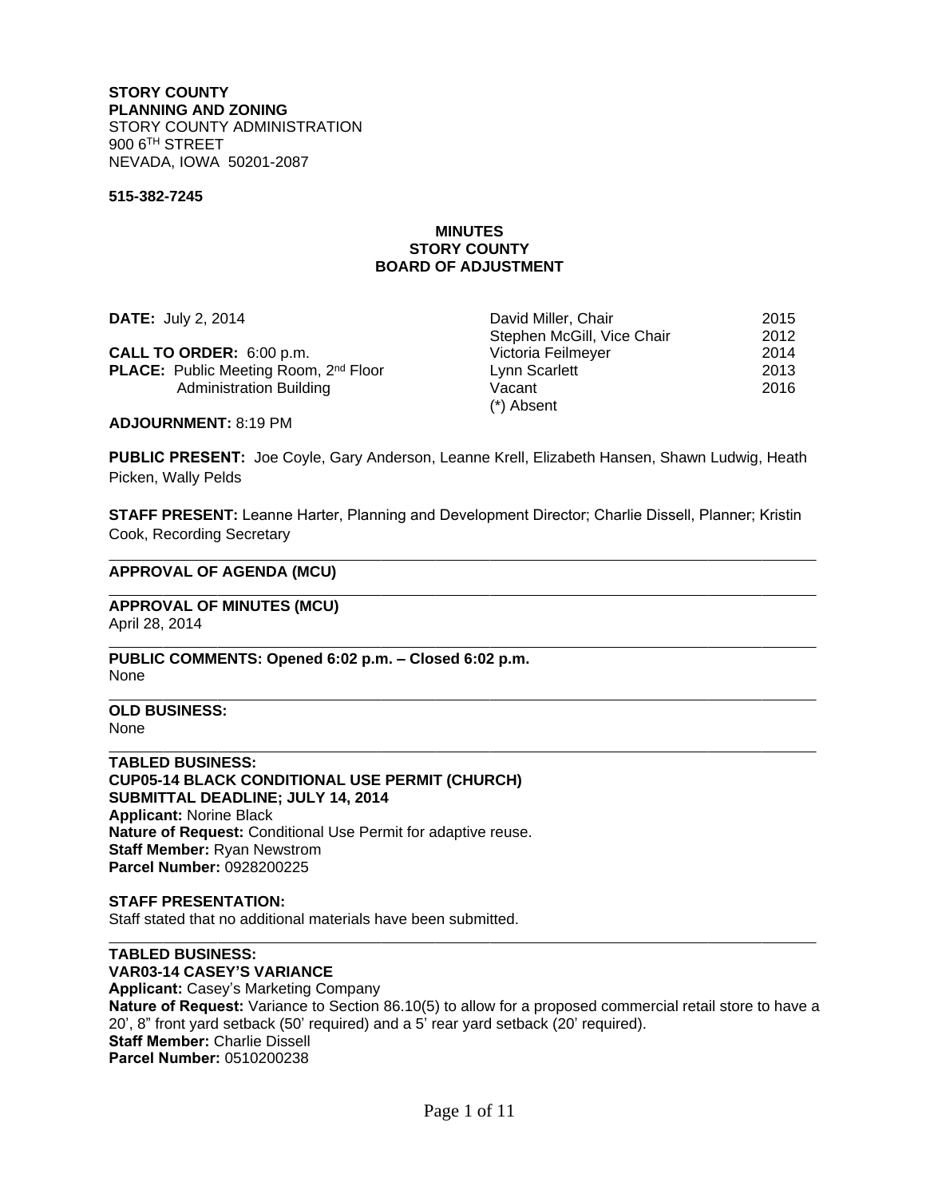**STORY COUNTY**
**PLANNING AND ZONING**
STORY COUNTY ADMINISTRATION
900 6TH STREET
NEVADA, IOWA 50201-2087

**515-382-7245**

# MINUTES
# STORY COUNTY
# BOARD OF ADJUSTMENT

**DATE:** July 2, 2014

**CALL TO ORDER:** 6:00 p.m.
**PLACE:** Public Meeting Room, 2nd Floor Administration Building

| | |
|---|---|
| David Miller, Chair | 2015 |
| Stephen McGill, Vice Chair | 2012 |
| Victoria Feilmeyer | 2014 |
| Lynn Scarlett | 2013 |
| Vacant | 2016 |
| (*) Absent | |

**ADJOURNMENT:** 8:19 PM

**PUBLIC PRESENT:** Joe Coyle, Gary Anderson, Leanne Krell, Elizabeth Hansen, Shawn Ludwig, Heath Picken, Wally Pelds

**STAFF PRESENT:** Leanne Harter, Planning and Development Director; Charlie Dissell, Planner; Kristin Cook, Recording Secretary

---

**APPROVAL OF AGENDA (MCU)**

---

**APPROVAL OF MINUTES (MCU)**
April 28, 2014

---

**PUBLIC COMMENTS: Opened 6:02 p.m. – Closed 6:02 p.m.**
None

---

**OLD BUSINESS:**
None

---

**TABLED BUSINESS:**
**CUP05-14 BLACK CONDITIONAL USE PERMIT (CHURCH)**
**SUBMITTAL DEADLINE; JULY 14, 2014**
**Applicant:** Norine Black
**Nature of Request:** Conditional Use Permit for adaptive reuse.
**Staff Member:** Ryan Newstrom
**Parcel Number:** 0928200225

**STAFF PRESENTATION:**
Staff stated that no additional materials have been submitted.

---

**TABLED BUSINESS:**
**VAR03-14 CASEY'S VARIANCE**
**Applicant:** Casey's Marketing Company
**Nature of Request:** Variance to Section 86.10(5) to allow for a proposed commercial retail store to have a 20', 8" front yard setback (50' required) and a 5' rear yard setback (20' required).
**Staff Member:** Charlie Dissell
**Parcel Number:** 0510200238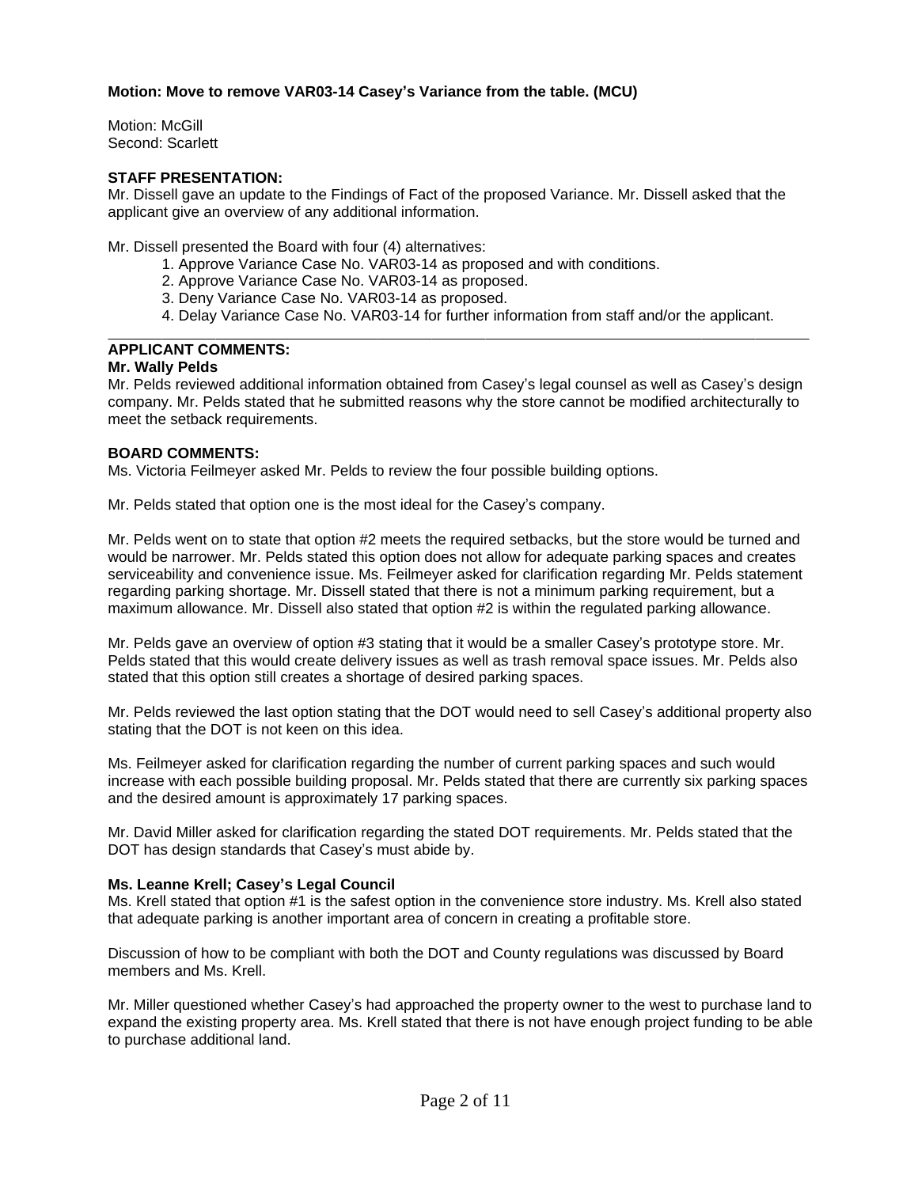**Motion: Move to remove VAR03-14 Casey's Variance from the table. (MCU)**

Motion: McGill
Second: Scarlett

**STAFF PRESENTATION:**
Mr. Dissell gave an update to the Findings of Fact of the proposed Variance. Mr. Dissell asked that the applicant give an overview of any additional information.

Mr. Dissell presented the Board with four (4) alternatives:

1. Approve Variance Case No. VAR03-14 as proposed and with conditions.
2. Approve Variance Case No. VAR03-14 as proposed.
3. Deny Variance Case No. VAR03-14 as proposed.
4. Delay Variance Case No. VAR03-14 for further information from staff and/or the applicant.

---

**APPLICANT COMMENTS:**

**Mr. Wally Pelds**
Mr. Pelds reviewed additional information obtained from Casey's legal counsel as well as Casey's design company. Mr. Pelds stated that he submitted reasons why the store cannot be modified architecturally to meet the setback requirements.

**BOARD COMMENTS:**
Ms. Victoria Feilmeyer asked Mr. Pelds to review the four possible building options.

Mr. Pelds stated that option one is the most ideal for the Casey's company.

Mr. Pelds went on to state that option #2 meets the required setbacks, but the store would be turned and would be narrower. Mr. Pelds stated this option does not allow for adequate parking spaces and creates serviceability and convenience issue. Ms. Feilmeyer asked for clarification regarding Mr. Pelds statement regarding parking shortage. Mr. Dissell stated that there is not a minimum parking requirement, but a maximum allowance. Mr. Dissell also stated that option #2 is within the regulated parking allowance.

Mr. Pelds gave an overview of option #3 stating that it would be a smaller Casey's prototype store. Mr. Pelds stated that this would create delivery issues as well as trash removal space issues. Mr. Pelds also stated that this option still creates a shortage of desired parking spaces.

Mr. Pelds reviewed the last option stating that the DOT would need to sell Casey's additional property also stating that the DOT is not keen on this idea.

Ms. Feilmeyer asked for clarification regarding the number of current parking spaces and such would increase with each possible building proposal. Mr. Pelds stated that there are currently six parking spaces and the desired amount is approximately 17 parking spaces.

Mr. David Miller asked for clarification regarding the stated DOT requirements. Mr. Pelds stated that the DOT has design standards that Casey's must abide by.

**Ms. Leanne Krell; Casey's Legal Council**
Ms. Krell stated that option #1 is the safest option in the convenience store industry. Ms. Krell also stated that adequate parking is another important area of concern in creating a profitable store.

Discussion of how to be compliant with both the DOT and County regulations was discussed by Board members and Ms. Krell.

Mr. Miller questioned whether Casey's had approached the property owner to the west to purchase land to expand the existing property area. Ms. Krell stated that there is not have enough project funding to be able to purchase additional land.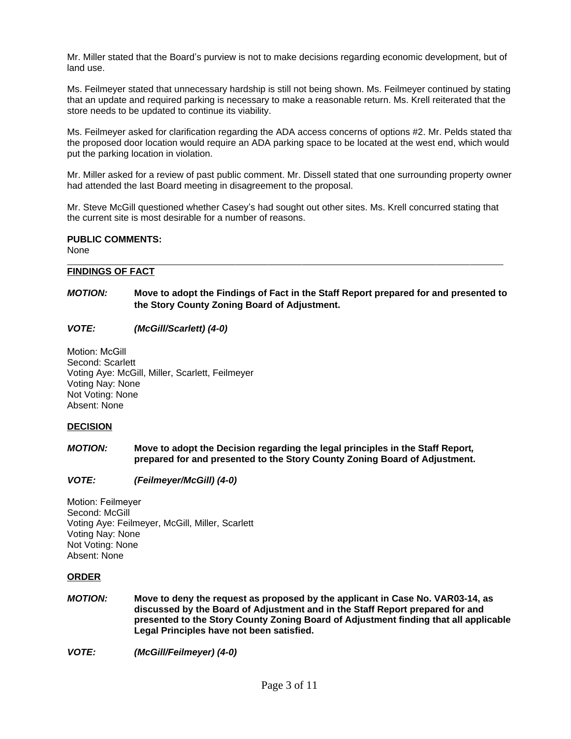Mr. Miller stated that the Board's purview is not to make decisions regarding economic development, but of land use.

Ms. Feilmeyer stated that unnecessary hardship is still not being shown. Ms. Feilmeyer continued by stating that an update and required parking is necessary to make a reasonable return. Ms. Krell reiterated that the store needs to be updated to continue its viability.

Ms. Feilmeyer asked for clarification regarding the ADA access concerns of options #2. Mr. Pelds stated that the proposed door location would require an ADA parking space to be located at the west end, which would put the parking location in violation.

Mr. Miller asked for a review of past public comment. Mr. Dissell stated that one surrounding property owner had attended the last Board meeting in disagreement to the proposal.

Mr. Steve McGill questioned whether Casey's had sought out other sites. Ms. Krell concurred stating that the current site is most desirable for a number of reasons.

**PUBLIC COMMENTS:**
None

---

**FINDINGS OF FACT**

***MOTION:*** **Move to adopt the Findings of Fact in the Staff Report prepared for and presented to the Story County Zoning Board of Adjustment.**

***VOTE:*** ***(McGill/Scarlett) (4-0)***

Motion: McGill
Second: Scarlett
Voting Aye: McGill, Miller, Scarlett, Feilmeyer
Voting Nay: None
Not Voting: None
Absent: None

**DECISION**

***MOTION:*** **Move to adopt the Decision regarding the legal principles in the Staff Report, prepared for and presented to the Story County Zoning Board of Adjustment.**

***VOTE:*** ***(Feilmeyer/McGill) (4-0)***

Motion: Feilmeyer
Second: McGill
Voting Aye: Feilmeyer, McGill, Miller, Scarlett
Voting Nay: None
Not Voting: None
Absent: None

**ORDER**

***MOTION:*** **Move to deny the request as proposed by the applicant in Case No. VAR03-14, as discussed by the Board of Adjustment and in the Staff Report prepared for and presented to the Story County Zoning Board of Adjustment finding that all applicable Legal Principles have not been satisfied.**

***VOTE:*** ***(McGill/Feilmeyer) (4-0)***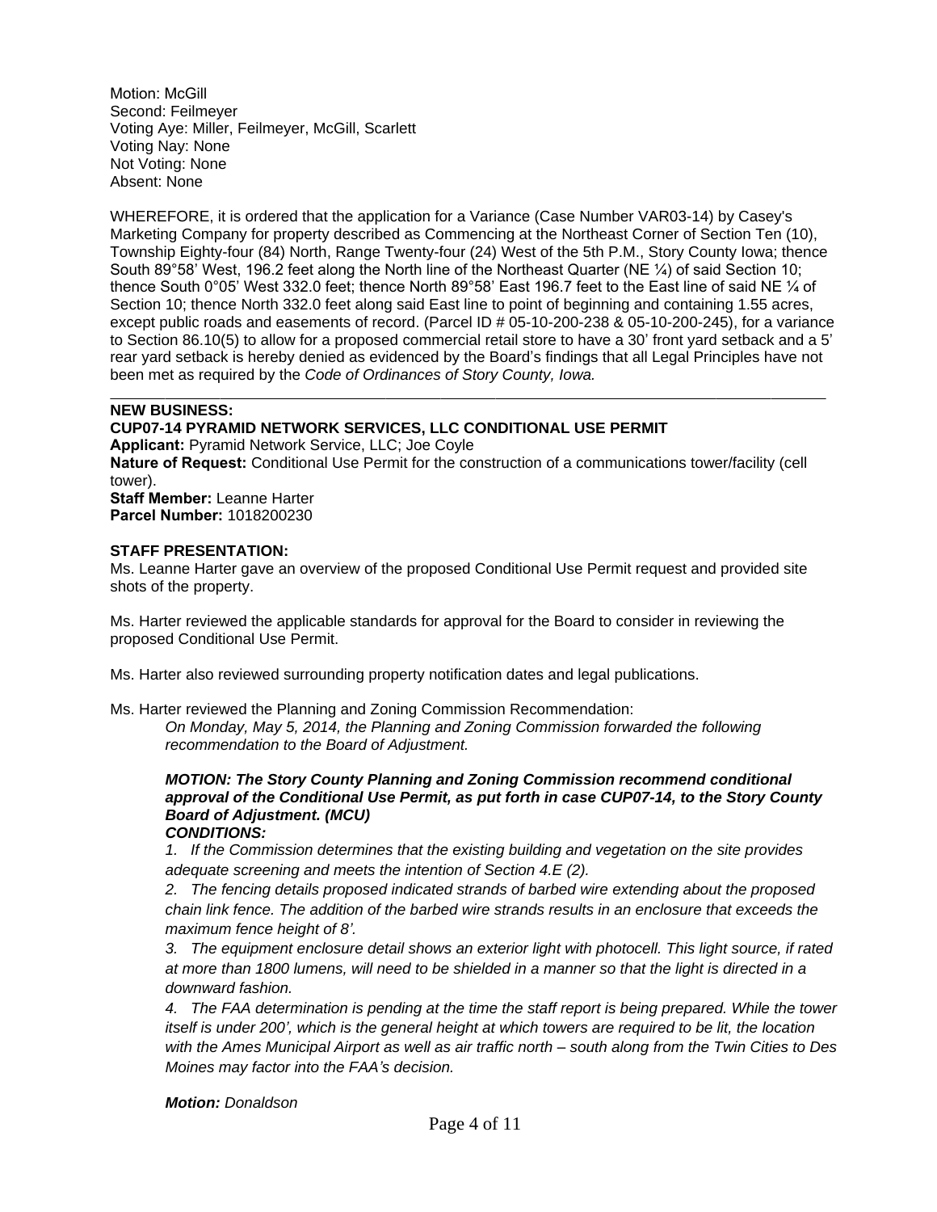Motion: McGill
Second: Feilmeyer
Voting Aye: Miller, Feilmeyer, McGill, Scarlett
Voting Nay: None
Not Voting: None
Absent: None

WHEREFORE, it is ordered that the application for a Variance (Case Number VAR03-14) by Casey's Marketing Company for property described as Commencing at the Northeast Corner of Section Ten (10), Township Eighty-four (84) North, Range Twenty-four (24) West of the 5th P.M., Story County Iowa; thence South 89°58' West, 196.2 feet along the North line of the Northeast Quarter (NE ¼) of said Section 10; thence South 0°05' West 332.0 feet; thence North 89°58' East 196.7 feet to the East line of said NE ¼ of Section 10; thence North 332.0 feet along said East line to point of beginning and containing 1.55 acres, except public roads and easements of record. (Parcel ID # 05-10-200-238 & 05-10-200-245), for a variance to Section 86.10(5) to allow for a proposed commercial retail store to have a 30' front yard setback and a 5' rear yard setback is hereby denied as evidenced by the Board's findings that all Legal Principles have not been met as required by the *Code of Ordinances of Story County, Iowa.*

---

**NEW BUSINESS:**

**CUP07-14 PYRAMID NETWORK SERVICES, LLC CONDITIONAL USE PERMIT**

**Applicant:** Pyramid Network Service, LLC; Joe Coyle
**Nature of Request:** Conditional Use Permit for the construction of a communications tower/facility (cell tower).
**Staff Member:** Leanne Harter
**Parcel Number:** 1018200230

**STAFF PRESENTATION:**

Ms. Leanne Harter gave an overview of the proposed Conditional Use Permit request and provided site shots of the property.

Ms. Harter reviewed the applicable standards for approval for the Board to consider in reviewing the proposed Conditional Use Permit.

Ms. Harter also reviewed surrounding property notification dates and legal publications.

Ms. Harter reviewed the Planning and Zoning Commission Recommendation:

*On Monday, May 5, 2014, the Planning and Zoning Commission forwarded the following recommendation to the Board of Adjustment.*

***MOTION: The Story County Planning and Zoning Commission recommend conditional approval of the Conditional Use Permit, as put forth in case CUP07-14, to the Story County Board of Adjustment. (MCU)***

***CONDITIONS:***

*1. If the Commission determines that the existing building and vegetation on the site provides adequate screening and meets the intention of Section 4.E (2).*

*2. The fencing details proposed indicated strands of barbed wire extending about the proposed chain link fence. The addition of the barbed wire strands results in an enclosure that exceeds the maximum fence height of 8'.*

*3. The equipment enclosure detail shows an exterior light with photocell. This light source, if rated at more than 1800 lumens, will need to be shielded in a manner so that the light is directed in a downward fashion.*

*4. The FAA determination is pending at the time the staff report is being prepared. While the tower itself is under 200', which is the general height at which towers are required to be lit, the location with the Ames Municipal Airport as well as air traffic north – south along from the Twin Cities to Des Moines may factor into the FAA's decision.*

***Motion:** Donaldson*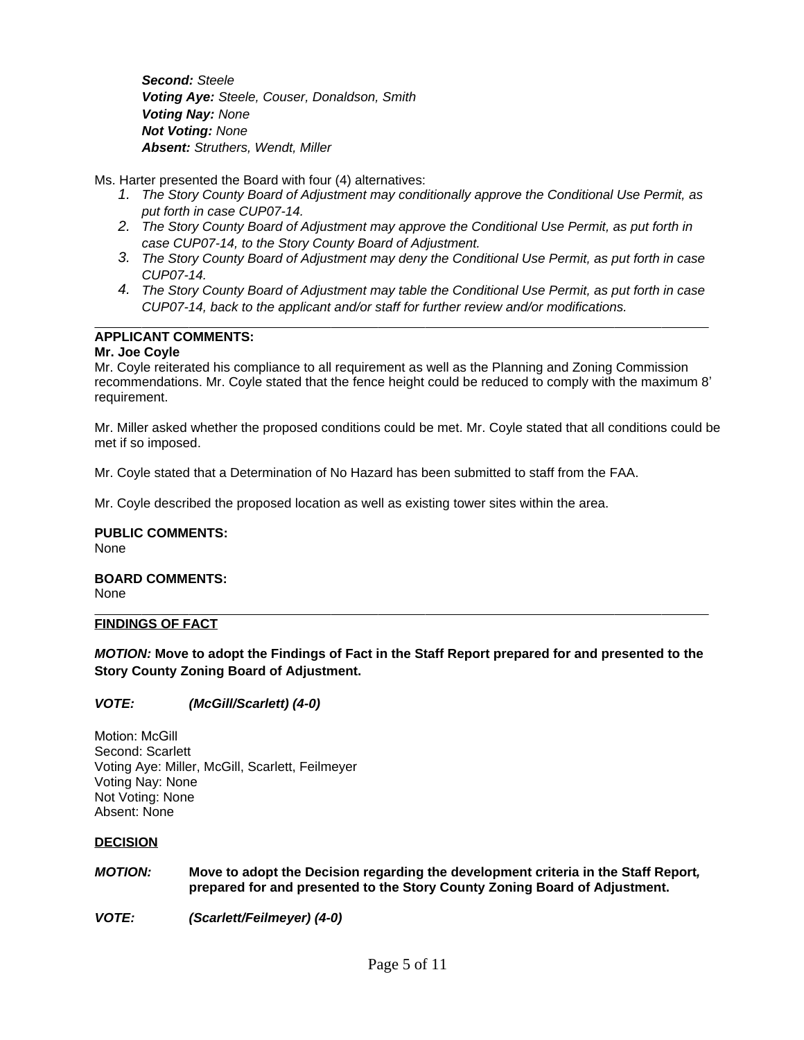***Second:*** *Steele*
***Voting Aye:*** *Steele, Couser, Donaldson, Smith*
***Voting Nay:*** *None*
***Not Voting:*** *None*
***Absent:*** *Struthers, Wendt, Miller*

Ms. Harter presented the Board with four (4) alternatives:

1. *The Story County Board of Adjustment may conditionally approve the Conditional Use Permit, as put forth in case CUP07-14.*
2. *The Story County Board of Adjustment may approve the Conditional Use Permit, as put forth in case CUP07-14, to the Story County Board of Adjustment.*
3. *The Story County Board of Adjustment may deny the Conditional Use Permit, as put forth in case CUP07-14.*
4. *The Story County Board of Adjustment may table the Conditional Use Permit, as put forth in case CUP07-14, back to the applicant and/or staff for further review and/or modifications.*

---

**APPLICANT COMMENTS:**

**Mr. Joe Coyle**

Mr. Coyle reiterated his compliance to all requirement as well as the Planning and Zoning Commission recommendations. Mr. Coyle stated that the fence height could be reduced to comply with the maximum 8' requirement.

Mr. Miller asked whether the proposed conditions could be met. Mr. Coyle stated that all conditions could be met if so imposed.

Mr. Coyle stated that a Determination of No Hazard has been submitted to staff from the FAA.

Mr. Coyle described the proposed location as well as existing tower sites within the area.

**PUBLIC COMMENTS:**

None

**BOARD COMMENTS:**

None

---

**FINDINGS OF FACT**

***MOTION:*** **Move to adopt the Findings of Fact in the Staff Report prepared for and presented to the Story County Zoning Board of Adjustment.**

***VOTE:*** ***(McGill/Scarlett) (4-0)***

Motion: McGill
Second: Scarlett
Voting Aye: Miller, McGill, Scarlett, Feilmeyer
Voting Nay: None
Not Voting: None
Absent: None

**DECISION**

***MOTION:*** **Move to adopt the Decision regarding the development criteria in the Staff Report, prepared for and presented to the Story County Zoning Board of Adjustment.**

***VOTE:*** ***(Scarlett/Feilmeyer) (4-0)***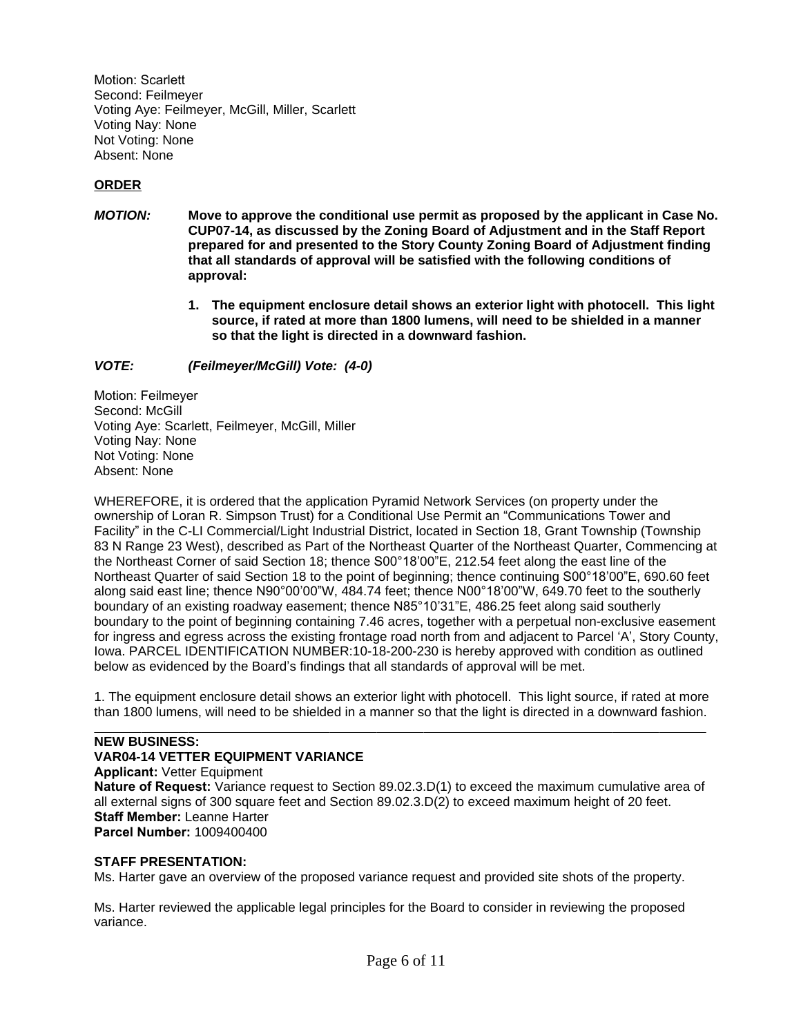Motion: Scarlett
Second: Feilmeyer
Voting Aye: Feilmeyer, McGill, Miller, Scarlett
Voting Nay: None
Not Voting: None
Absent: None

**ORDER**

***MOTION:*** **Move to approve the conditional use permit as proposed by the applicant in Case No. CUP07-14, as discussed by the Zoning Board of Adjustment and in the Staff Report prepared for and presented to the Story County Zoning Board of Adjustment finding that all standards of approval will be satisfied with the following conditions of approval:**

1. **The equipment enclosure detail shows an exterior light with photocell. This light source, if rated at more than 1800 lumens, will need to be shielded in a manner so that the light is directed in a downward fashion.**

***VOTE: (Feilmeyer/McGill) Vote: (4-0)***

Motion: Feilmeyer
Second: McGill
Voting Aye: Scarlett, Feilmeyer, McGill, Miller
Voting Nay: None
Not Voting: None
Absent: None

WHEREFORE, it is ordered that the application Pyramid Network Services (on property under the ownership of Loran R. Simpson Trust) for a Conditional Use Permit an "Communications Tower and Facility" in the C-LI Commercial/Light Industrial District, located in Section 18, Grant Township (Township 83 N Range 23 West), described as Part of the Northeast Quarter of the Northeast Quarter, Commencing at the Northeast Corner of said Section 18; thence S00°18'00"E, 212.54 feet along the east line of the Northeast Quarter of said Section 18 to the point of beginning; thence continuing S00°18'00"E, 690.60 feet along said east line; thence N90°00'00"W, 484.74 feet; thence N00°18'00"W, 649.70 feet to the southerly boundary of an existing roadway easement; thence N85°10'31"E, 486.25 feet along said southerly boundary to the point of beginning containing 7.46 acres, together with a perpetual non-exclusive easement for ingress and egress across the existing frontage road north from and adjacent to Parcel 'A', Story County, Iowa. PARCEL IDENTIFICATION NUMBER:10-18-200-230 is hereby approved with condition as outlined below as evidenced by the Board's findings that all standards of approval will be met.

1. The equipment enclosure detail shows an exterior light with photocell. This light source, if rated at more than 1800 lumens, will need to be shielded in a manner so that the light is directed in a downward fashion.

---

**NEW BUSINESS:**

**VAR04-14 VETTER EQUIPMENT VARIANCE**

**Applicant:** Vetter Equipment
**Nature of Request:** Variance request to Section 89.02.3.D(1) to exceed the maximum cumulative area of all external signs of 300 square feet and Section 89.02.3.D(2) to exceed maximum height of 20 feet.
**Staff Member:** Leanne Harter
**Parcel Number:** 1009400400

**STAFF PRESENTATION:**

Ms. Harter gave an overview of the proposed variance request and provided site shots of the property.

Ms. Harter reviewed the applicable legal principles for the Board to consider in reviewing the proposed variance.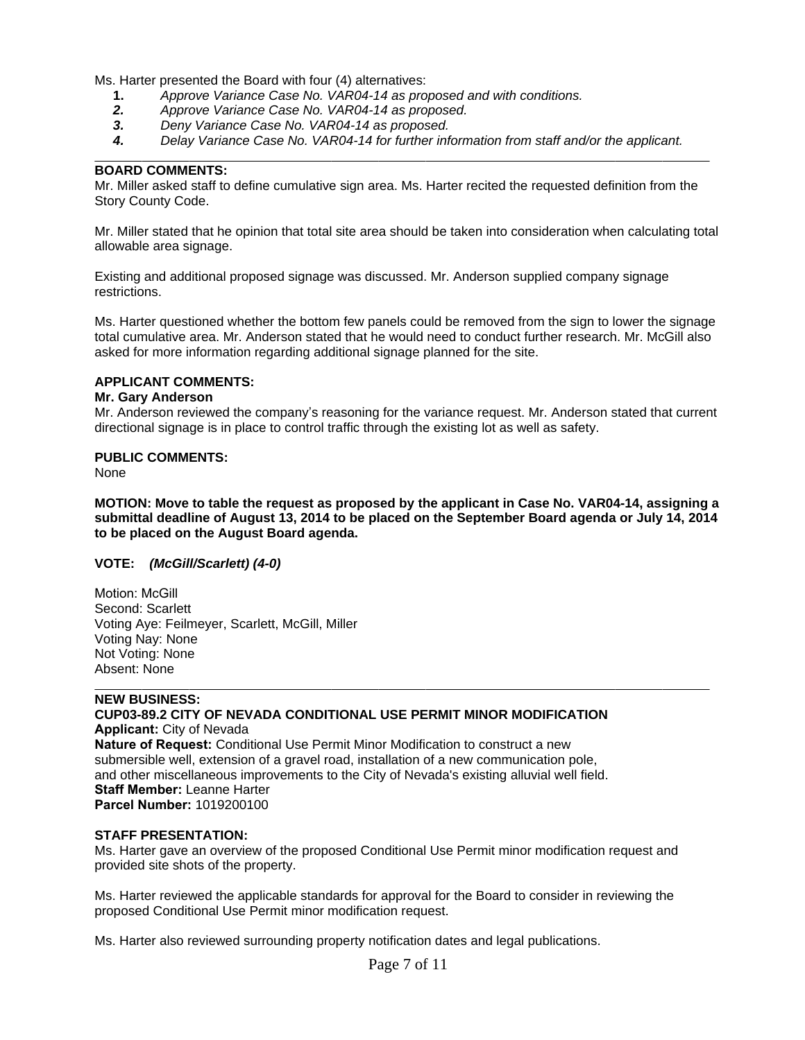Ms. Harter presented the Board with four (4) alternatives:

1. *Approve Variance Case No. VAR04-14 as proposed and with conditions.*
2. *Approve Variance Case No. VAR04-14 as proposed.*
3. *Deny Variance Case No. VAR04-14 as proposed.*
4. *Delay Variance Case No. VAR04-14 for further information from staff and/or the applicant.*

---

**BOARD COMMENTS:**

Mr. Miller asked staff to define cumulative sign area. Ms. Harter recited the requested definition from the Story County Code.

Mr. Miller stated that he opinion that total site area should be taken into consideration when calculating total allowable area signage.

Existing and additional proposed signage was discussed. Mr. Anderson supplied company signage restrictions.

Ms. Harter questioned whether the bottom few panels could be removed from the sign to lower the signage total cumulative area. Mr. Anderson stated that he would need to conduct further research. Mr. McGill also asked for more information regarding additional signage planned for the site.

**APPLICANT COMMENTS:**

**Mr. Gary Anderson**

Mr. Anderson reviewed the company's reasoning for the variance request. Mr. Anderson stated that current directional signage is in place to control traffic through the existing lot as well as safety.

**PUBLIC COMMENTS:**

None

**MOTION: Move to table the request as proposed by the applicant in Case No. VAR04-14, assigning a submittal deadline of August 13, 2014 to be placed on the September Board agenda or July 14, 2014 to be placed on the August Board agenda.**

**VOTE:** ***(McGill/Scarlett) (4-0)***

Motion: McGill
Second: Scarlett
Voting Aye: Feilmeyer, Scarlett, McGill, Miller
Voting Nay: None
Not Voting: None
Absent: None

---

**NEW BUSINESS:**

**CUP03-89.2 CITY OF NEVADA CONDITIONAL USE PERMIT MINOR MODIFICATION**

**Applicant:** City of Nevada
**Nature of Request:** Conditional Use Permit Minor Modification to construct a new submersible well, extension of a gravel road, installation of a new communication pole, and other miscellaneous improvements to the City of Nevada's existing alluvial well field.
**Staff Member:** Leanne Harter
**Parcel Number:** 1019200100

**STAFF PRESENTATION:**

Ms. Harter gave an overview of the proposed Conditional Use Permit minor modification request and provided site shots of the property.

Ms. Harter reviewed the applicable standards for approval for the Board to consider in reviewing the proposed Conditional Use Permit minor modification request.

Ms. Harter also reviewed surrounding property notification dates and legal publications.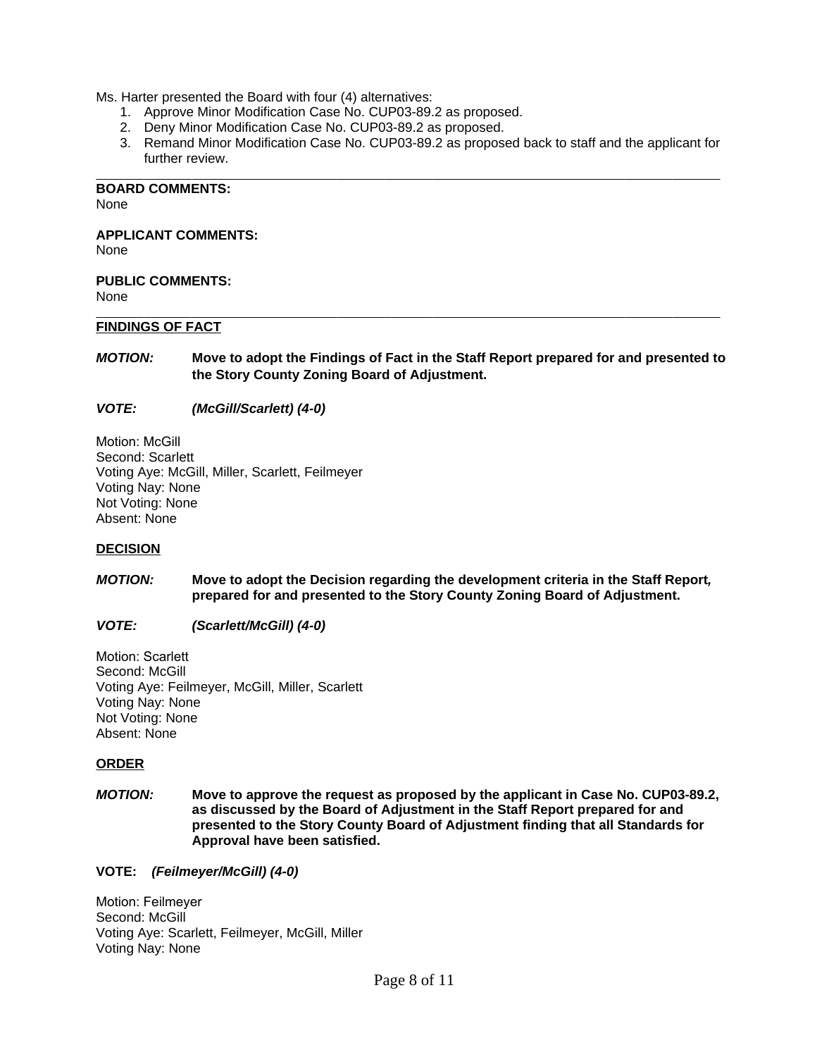Ms. Harter presented the Board with four (4) alternatives:

1. Approve Minor Modification Case No. CUP03-89.2 as proposed.
2. Deny Minor Modification Case No. CUP03-89.2 as proposed.
3. Remand Minor Modification Case No. CUP03-89.2 as proposed back to staff and the applicant for further review.

---

**BOARD COMMENTS:**
None

**APPLICANT COMMENTS:**
None

**PUBLIC COMMENTS:**
None

---

**FINDINGS OF FACT**

***MOTION:*** **Move to adopt the Findings of Fact in the Staff Report prepared for and presented to the Story County Zoning Board of Adjustment.**

***VOTE:*** ***(McGill/Scarlett) (4-0)***

Motion: McGill
Second: Scarlett
Voting Aye: McGill, Miller, Scarlett, Feilmeyer
Voting Nay: None
Not Voting: None
Absent: None

**DECISION**

***MOTION:*** **Move to adopt the Decision regarding the development criteria in the Staff Report, prepared for and presented to the Story County Zoning Board of Adjustment.**

***VOTE:*** ***(Scarlett/McGill) (4-0)***

Motion: Scarlett
Second: McGill
Voting Aye: Feilmeyer, McGill, Miller, Scarlett
Voting Nay: None
Not Voting: None
Absent: None

**ORDER**

***MOTION:*** **Move to approve the request as proposed by the applicant in Case No. CUP03-89.2, as discussed by the Board of Adjustment in the Staff Report prepared for and presented to the Story County Board of Adjustment finding that all Standards for Approval have been satisfied.**

**VOTE:** ***(Feilmeyer/McGill) (4-0)***

Motion: Feilmeyer
Second: McGill
Voting Aye: Scarlett, Feilmeyer, McGill, Miller
Voting Nay: None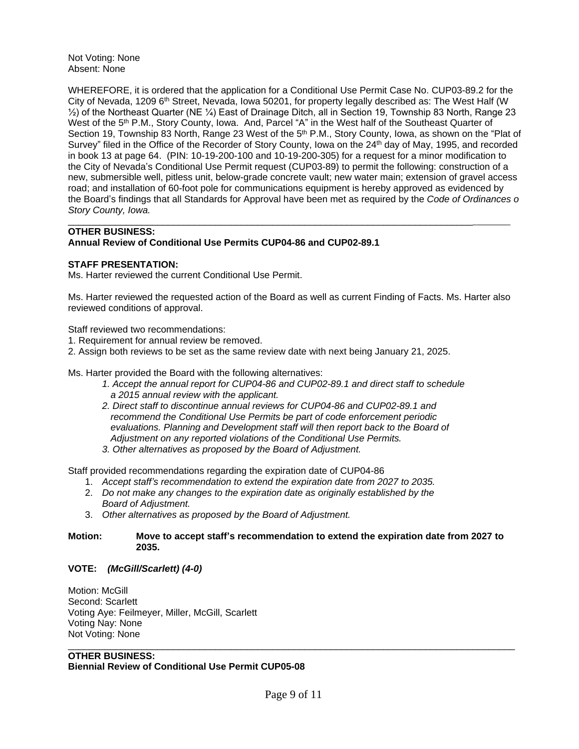Not Voting: None
Absent: None

WHEREFORE, it is ordered that the application for a Conditional Use Permit Case No. CUP03-89.2 for the City of Nevada, 1209 6th Street, Nevada, Iowa 50201, for property legally described as: The West Half (W ½) of the Northeast Quarter (NE ¼) East of Drainage Ditch, all in Section 19, Township 83 North, Range 23 West of the 5th P.M., Story County, Iowa. And, Parcel "A" in the West half of the Southeast Quarter of Section 19, Township 83 North, Range 23 West of the 5th P.M., Story County, Iowa, as shown on the "Plat of Survey" filed in the Office of the Recorder of Story County, Iowa on the 24th day of May, 1995, and recorded in book 13 at page 64. (PIN: 10-19-200-100 and 10-19-200-305) for a request for a minor modification to the City of Nevada's Conditional Use Permit request (CUP03-89) to permit the following: construction of a new, submersible well, pitless unit, below-grade concrete vault; new water main; extension of gravel access road; and installation of 60-foot pole for communications equipment is hereby approved as evidenced by the Board's findings that all Standards for Approval have been met as required by the *Code of Ordinances o Story County, Iowa.*

---

**OTHER BUSINESS:**
**Annual Review of Conditional Use Permits CUP04-86 and CUP02-89.1**

**STAFF PRESENTATION:**
Ms. Harter reviewed the current Conditional Use Permit.

Ms. Harter reviewed the requested action of the Board as well as current Finding of Facts. Ms. Harter also reviewed conditions of approval.

Staff reviewed two recommendations:
1. Requirement for annual review be removed.
2. Assign both reviews to be set as the same review date with next being January 21, 2025.

Ms. Harter provided the Board with the following alternatives:

> *1. Accept the annual report for CUP04-86 and CUP02-89.1 and direct staff to schedule a 2015 annual review with the applicant.*
> *2. Direct staff to discontinue annual reviews for CUP04-86 and CUP02-89.1 and recommend the Conditional Use Permits be part of code enforcement periodic evaluations. Planning and Development staff will then report back to the Board of Adjustment on any reported violations of the Conditional Use Permits.*
> *3. Other alternatives as proposed by the Board of Adjustment.*

Staff provided recommendations regarding the expiration date of CUP04-86

1. *Accept staff's recommendation to extend the expiration date from 2027 to 2035.*
2. *Do not make any changes to the expiration date as originally established by the Board of Adjustment.*
3. *Other alternatives as proposed by the Board of Adjustment.*

**Motion: Move to accept staff's recommendation to extend the expiration date from 2027 to 2035.**

**VOTE:** ***(McGill/Scarlett) (4-0)***

Motion: McGill
Second: Scarlett
Voting Aye: Feilmeyer, Miller, McGill, Scarlett
Voting Nay: None
Not Voting: None

---

**OTHER BUSINESS:**
**Biennial Review of Conditional Use Permit CUP05-08**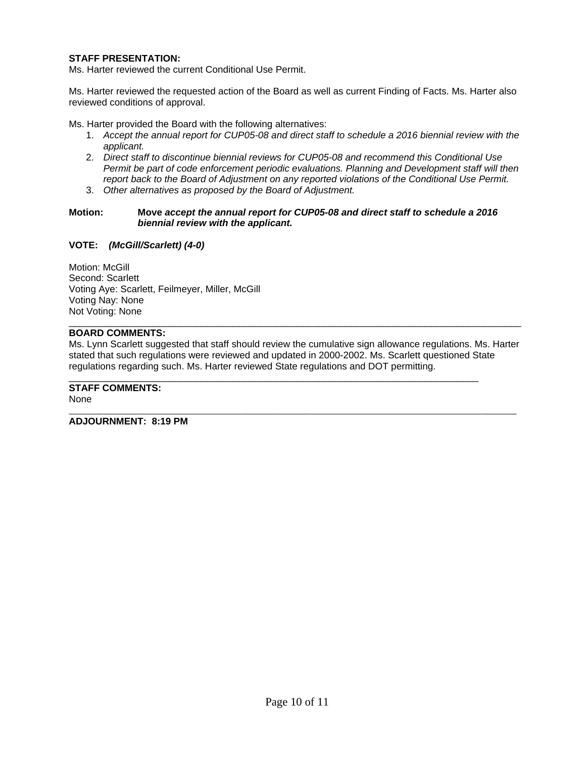**STAFF PRESENTATION:**
Ms. Harter reviewed the current Conditional Use Permit.

Ms. Harter reviewed the requested action of the Board as well as current Finding of Facts. Ms. Harter also reviewed conditions of approval.

Ms. Harter provided the Board with the following alternatives:

1. *Accept the annual report for CUP05-08 and direct staff to schedule a 2016 biennial review with the applicant.*
2. *Direct staff to discontinue biennial reviews for CUP05-08 and recommend this Conditional Use Permit be part of code enforcement periodic evaluations. Planning and Development staff will then report back to the Board of Adjustment on any reported violations of the Conditional Use Permit.*
3. *Other alternatives as proposed by the Board of Adjustment.*

**Motion:** **Move *accept the annual report for CUP05-08 and direct staff to schedule a 2016 biennial review with the applicant.***

**VOTE:** ***(McGill/Scarlett) (4-0)***

Motion: McGill
Second: Scarlett
Voting Aye: Scarlett, Feilmeyer, Miller, McGill
Voting Nay: None
Not Voting: None

---

**BOARD COMMENTS:**
Ms. Lynn Scarlett suggested that staff should review the cumulative sign allowance regulations. Ms. Harter stated that such regulations were reviewed and updated in 2000-2002. Ms. Scarlett questioned State regulations regarding such. Ms. Harter reviewed State regulations and DOT permitting.

---

**STAFF COMMENTS:**
None

---

**ADJOURNMENT: 8:19 PM**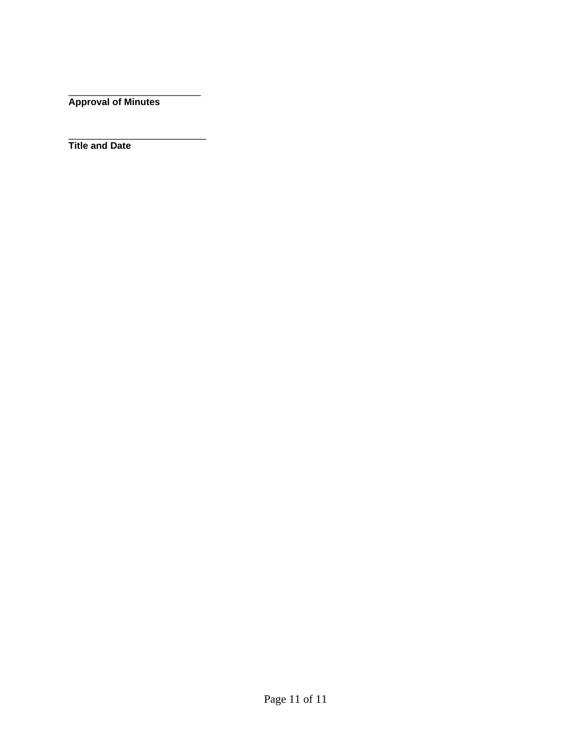_________________________
**Approval of Minutes**

__________________________
**Title and Date**